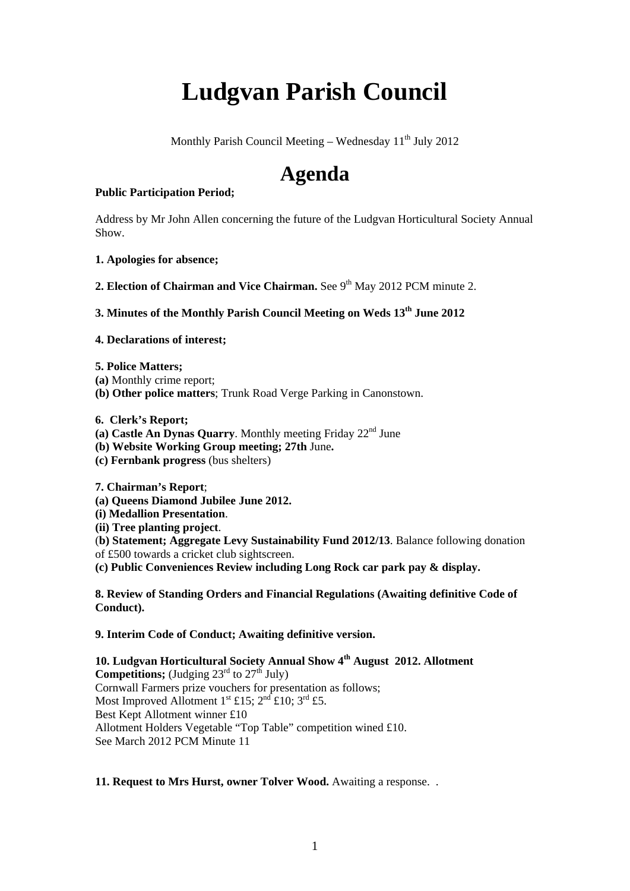# Ludgvan Parish Council

Monthly Parish Council Meeting – Wednesday 11th July 2012

# Agenda

**Public Participation Period;**

Address by Mr John Allen concerning the future of the Ludgvan Horticultural Society Annual Show.

**1. Apologies for absence;**

**2. Election of Chairman and Vice Chairman.** See 9th May 2012 PCM minute 2.

**3. Minutes of the Monthly Parish Council Meeting on Weds 13th June 2012**

**4. Declarations of interest;**

**5. Police Matters;**
**(a)** Monthly crime report;
**(b) Other police matters**; Trunk Road Verge Parking in Canonstown.

**6. Clerk's Report;**
**(a) Castle An Dynas Quarry**. Monthly meeting Friday 22nd June
**(b) Website Working Group meeting; 27th** June**.**
**(c) Fernbank progress** (bus shelters)

**7. Chairman's Report**;
**(a) Queens Diamond Jubilee June 2012.**
**(i) Medallion Presentation**.
**(ii) Tree planting project**.
(**b) Statement; Aggregate Levy Sustainability Fund 2012/13**. Balance following donation of £500 towards a cricket club sightscreen.
**(c) Public Conveniences Review including Long Rock car park pay & display.**

**8. Review of Standing Orders and Financial Regulations (Awaiting definitive Code of Conduct).**

**9. Interim Code of Conduct; Awaiting definitive version.**

**10. Ludgvan Horticultural Society Annual Show 4th August 2012. Allotment Competitions;** (Judging 23rd to 27th July)
Cornwall Farmers prize vouchers for presentation as follows;
Most Improved Allotment 1st £15; 2nd £10; 3rd £5.
Best Kept Allotment winner £10
Allotment Holders Vegetable "Top Table" competition wined £10.
See March 2012 PCM Minute 11

**11. Request to Mrs Hurst, owner Tolver Wood.** Awaiting a response. .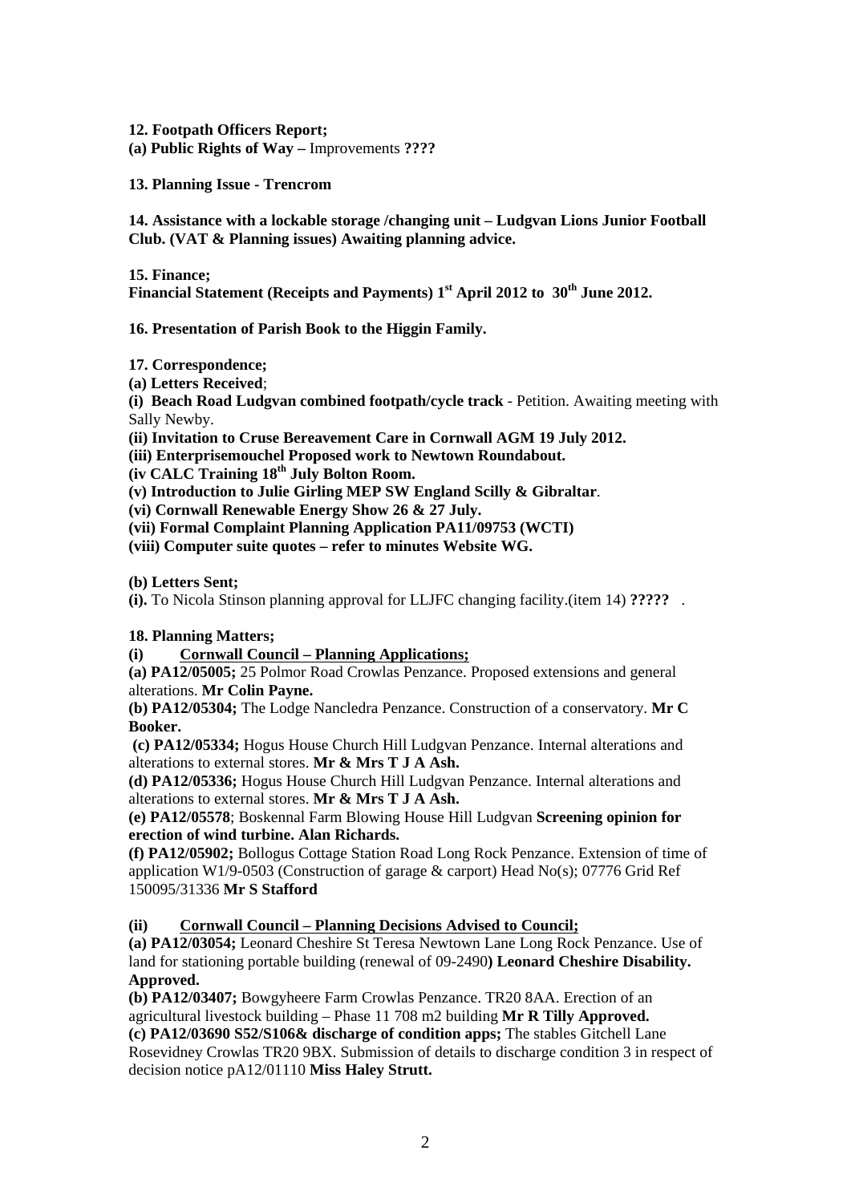**12. Footpath Officers Report;**

**(a) Public Rights of Way –** Improvements **????**

**13. Planning Issue - Trencrom**

**14. Assistance with a lockable storage /changing unit – Ludgvan Lions Junior Football Club. (VAT & Planning issues) Awaiting planning advice.**

**15. Finance;**

**Financial Statement (Receipts and Payments) 1st April 2012 to 30th June 2012.**

**16. Presentation of Parish Book to the Higgin Family.**

**17. Correspondence;**

**(a) Letters Received**;

**(i) Beach Road Ludgvan combined footpath/cycle track** - Petition. Awaiting meeting with Sally Newby.

**(ii) Invitation to Cruse Bereavement Care in Cornwall AGM 19 July 2012.**

**(iii) Enterprisemouchel Proposed work to Newtown Roundabout.**

**(iv CALC Training 18th July Bolton Room.**

**(v) Introduction to Julie Girling MEP SW England Scilly & Gibraltar**.

**(vi) Cornwall Renewable Energy Show 26 & 27 July.**

**(vii) Formal Complaint Planning Application PA11/09753 (WCTI)**

**(viii) Computer suite quotes – refer to minutes Website WG.**

**(b) Letters Sent;**

**(i).** To Nicola Stinson planning approval for LLJFC changing facility.(item 14) **?????** .

**18. Planning Matters;**

**(i) Cornwall Council – Planning Applications;**

**(a) PA12/05005;** 25 Polmor Road Crowlas Penzance. Proposed extensions and general alterations. **Mr Colin Payne.**

**(b) PA12/05304;** The Lodge Nancledra Penzance. Construction of a conservatory. **Mr C Booker.**

**(c) PA12/05334;** Hogus House Church Hill Ludgvan Penzance. Internal alterations and alterations to external stores. **Mr & Mrs T J A Ash.**

**(d) PA12/05336;** Hogus House Church Hill Ludgvan Penzance. Internal alterations and alterations to external stores. **Mr & Mrs T J A Ash.**

**(e) PA12/05578**; Boskennal Farm Blowing House Hill Ludgvan **Screening opinion for erection of wind turbine. Alan Richards.**

**(f) PA12/05902;** Bollogus Cottage Station Road Long Rock Penzance. Extension of time of application W1/9-0503 (Construction of garage & carport) Head No(s); 07776 Grid Ref 150095/31336 **Mr S Stafford**

**(ii) Cornwall Council – Planning Decisions Advised to Council;**

**(a) PA12/03054;** Leonard Cheshire St Teresa Newtown Lane Long Rock Penzance. Use of land for stationing portable building (renewal of 09-2490**) Leonard Cheshire Disability. Approved.**

**(b) PA12/03407;** Bowgyheere Farm Crowlas Penzance. TR20 8AA. Erection of an agricultural livestock building – Phase 11 708 m2 building **Mr R Tilly Approved.**

**(c) PA12/03690 S52/S106& discharge of condition apps;** The stables Gitchell Lane Rosevidney Crowlas TR20 9BX. Submission of details to discharge condition 3 in respect of decision notice pA12/01110 **Miss Haley Strutt.**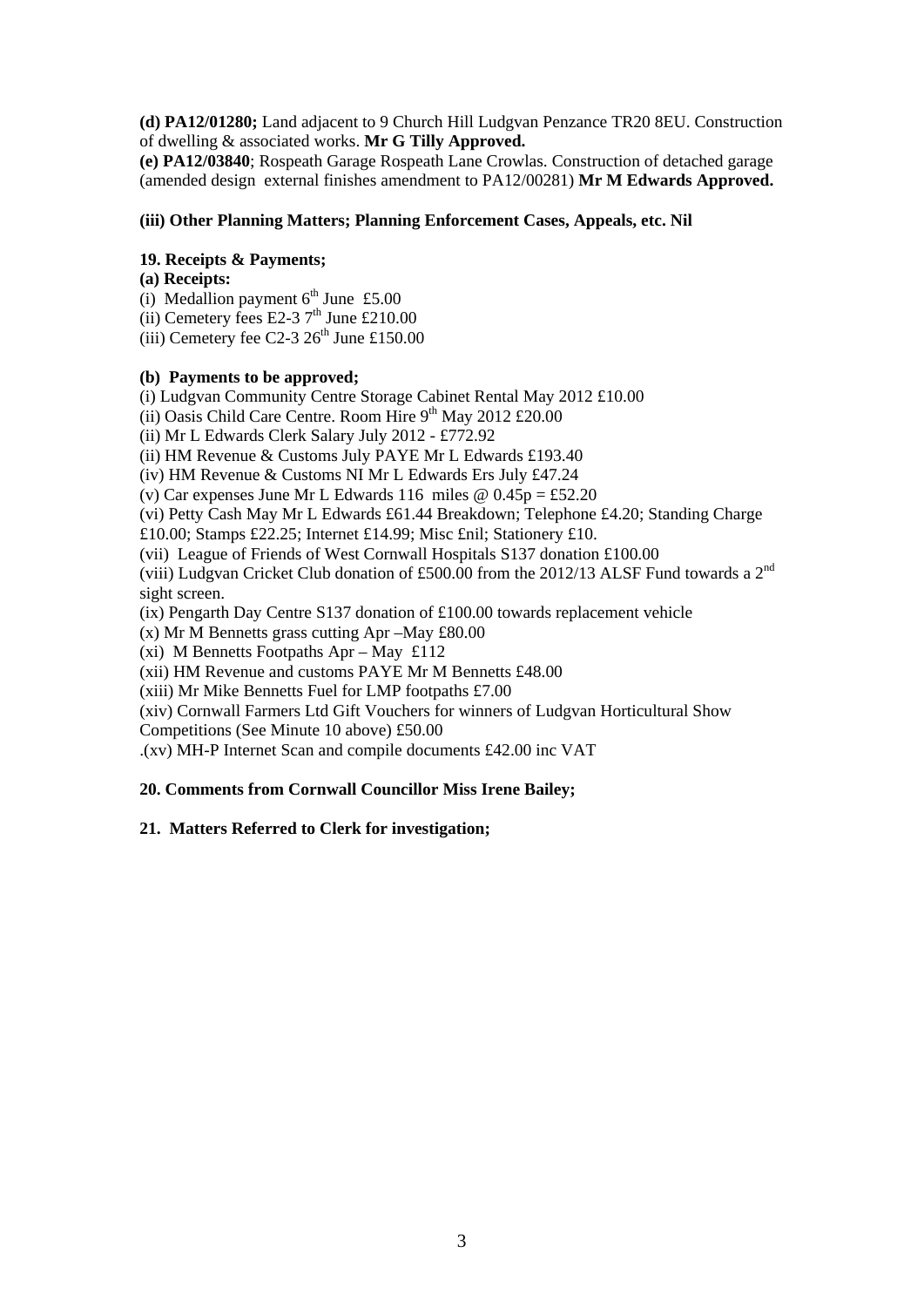**(d) PA12/01280;** Land adjacent to 9 Church Hill Ludgvan Penzance TR20 8EU. Construction of dwelling & associated works. **Mr G Tilly Approved.**

**(e) PA12/03840**; Rospeath Garage Rospeath Lane Crowlas. Construction of detached garage (amended design external finishes amendment to PA12/00281) **Mr M Edwards Approved.**

**(iii) Other Planning Matters; Planning Enforcement Cases, Appeals, etc. Nil**

**19. Receipts & Payments;**

**(a) Receipts:**

(i) Medallion payment 6th June £5.00
(ii) Cemetery fees E2-3 7th June £210.00
(iii) Cemetery fee C2-3 26th June £150.00

**(b) Payments to be approved;**

(i) Ludgvan Community Centre Storage Cabinet Rental May 2012 £10.00
(ii) Oasis Child Care Centre. Room Hire 9th May 2012 £20.00
(ii) Mr L Edwards Clerk Salary July 2012 - £772.92
(ii) HM Revenue & Customs July PAYE Mr L Edwards £193.40
(iv) HM Revenue & Customs NI Mr L Edwards Ers July £47.24
(v) Car expenses June Mr L Edwards 116 miles @ 0.45p = £52.20
(vi) Petty Cash May Mr L Edwards £61.44 Breakdown; Telephone £4.20; Standing Charge £10.00; Stamps £22.25; Internet £14.99; Misc £nil; Stationery £10.
(vii) League of Friends of West Cornwall Hospitals S137 donation £100.00
(viii) Ludgvan Cricket Club donation of £500.00 from the 2012/13 ALSF Fund towards a 2nd sight screen.
(ix) Pengarth Day Centre S137 donation of £100.00 towards replacement vehicle
(x) Mr M Bennetts grass cutting Apr –May £80.00
(xi) M Bennetts Footpaths Apr – May £112
(xii) HM Revenue and customs PAYE Mr M Bennetts £48.00
(xiii) Mr Mike Bennetts Fuel for LMP footpaths £7.00
(xiv) Cornwall Farmers Ltd Gift Vouchers for winners of Ludgvan Horticultural Show Competitions (See Minute 10 above) £50.00
.(xv) MH-P Internet Scan and compile documents £42.00 inc VAT

**20. Comments from Cornwall Councillor Miss Irene Bailey;**

**21. Matters Referred to Clerk for investigation;**